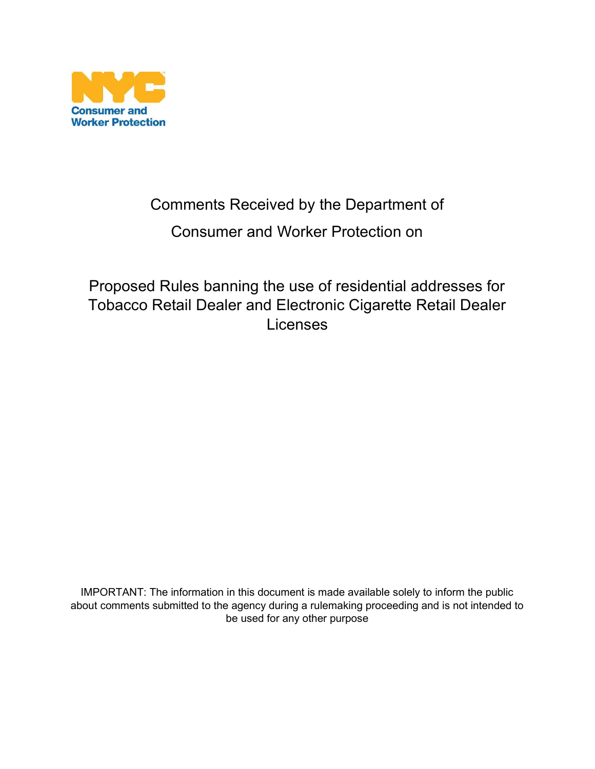NYC Consumer and Worker Protection

# Comments Received by the Department of Consumer and Worker Protection on

## Proposed Rules banning the use of residential addresses for Tobacco Retail Dealer and Electronic Cigarette Retail Dealer Licenses

IMPORTANT: The information in this document is made available solely to inform the public about comments submitted to the agency during a rulemaking proceeding and is not intended to be used for any other purpose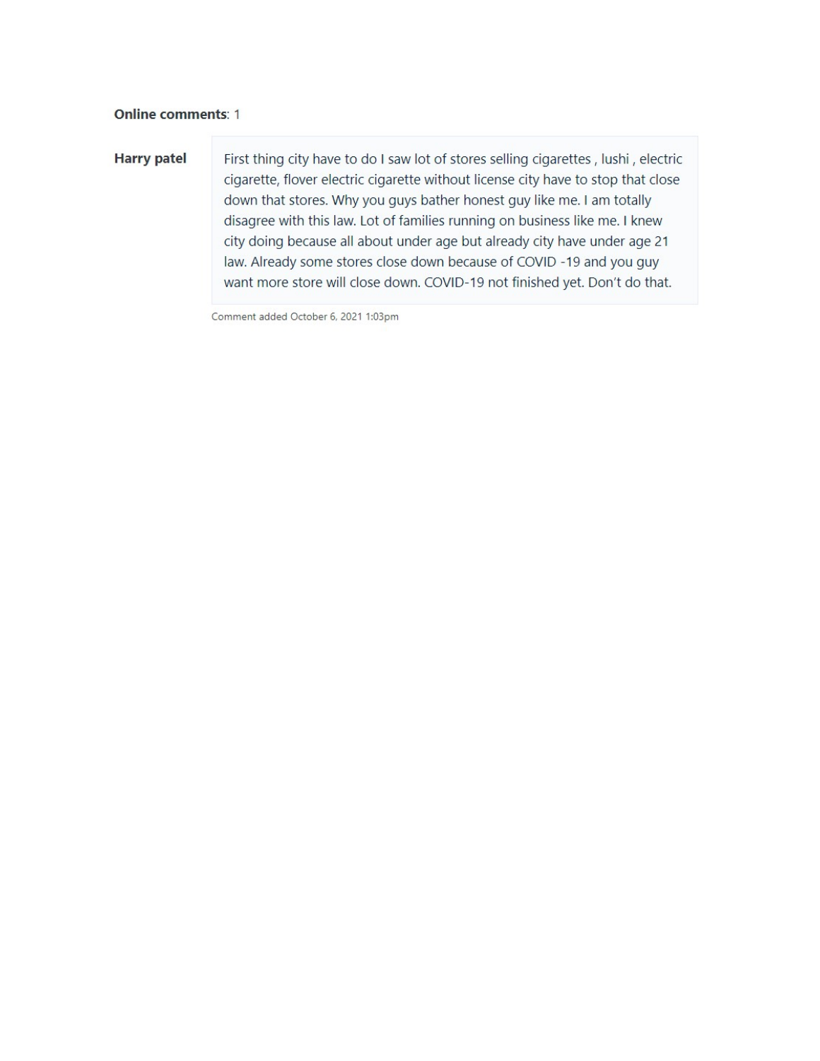**Online comments**: 1

**Harry patel**

First thing city have to do I saw lot of stores selling cigarettes , lushi , electric cigarette, flover electric cigarette without license city have to stop that close down that stores. Why you guys bather honest guy like me. I am totally disagree with this law. Lot of families running on business like me. I knew city doing because all about under age but already city have under age 21 law. Already some stores close down because of COVID -19 and you guy want more store will close down. COVID-19 not finished yet. Don't do that.

Comment added October 6, 2021 1:03pm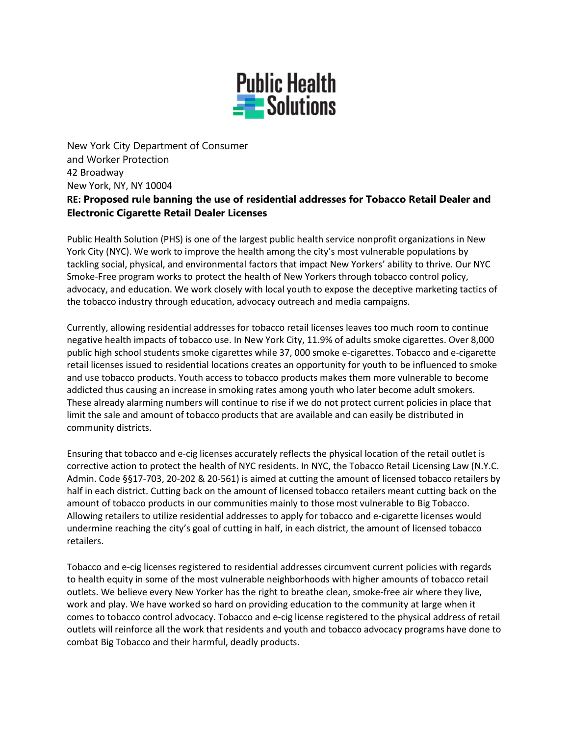Public Health Solutions

New York City Department of Consumer and Worker Protection
42 Broadway
New York, NY, NY 10004

**RE: Proposed rule banning the use of residential addresses for Tobacco Retail Dealer and Electronic Cigarette Retail Dealer Licenses**

Public Health Solution (PHS) is one of the largest public health service nonprofit organizations in New York City (NYC). We work to improve the health among the city's most vulnerable populations by tackling social, physical, and environmental factors that impact New Yorkers' ability to thrive. Our NYC Smoke-Free program works to protect the health of New Yorkers through tobacco control policy, advocacy, and education. We work closely with local youth to expose the deceptive marketing tactics of the tobacco industry through education, advocacy outreach and media campaigns.

Currently, allowing residential addresses for tobacco retail licenses leaves too much room to continue negative health impacts of tobacco use. In New York City, 11.9% of adults smoke cigarettes. Over 8,000 public high school students smoke cigarettes while 37, 000 smoke e-cigarettes. Tobacco and e-cigarette retail licenses issued to residential locations creates an opportunity for youth to be influenced to smoke and use tobacco products. Youth access to tobacco products makes them more vulnerable to become addicted thus causing an increase in smoking rates among youth who later become adult smokers. These already alarming numbers will continue to rise if we do not protect current policies in place that limit the sale and amount of tobacco products that are available and can easily be distributed in community districts.

Ensuring that tobacco and e-cig licenses accurately reflects the physical location of the retail outlet is corrective action to protect the health of NYC residents. In NYC, the Tobacco Retail Licensing Law (N.Y.C. Admin. Code §§17-703, 20-202 & 20-561) is aimed at cutting the amount of licensed tobacco retailers by half in each district. Cutting back on the amount of licensed tobacco retailers meant cutting back on the amount of tobacco products in our communities mainly to those most vulnerable to Big Tobacco. Allowing retailers to utilize residential addresses to apply for tobacco and e-cigarette licenses would undermine reaching the city's goal of cutting in half, in each district, the amount of licensed tobacco retailers.

Tobacco and e-cig licenses registered to residential addresses circumvent current policies with regards to health equity in some of the most vulnerable neighborhoods with higher amounts of tobacco retail outlets. We believe every New Yorker has the right to breathe clean, smoke-free air where they live, work and play. We have worked so hard on providing education to the community at large when it comes to tobacco control advocacy. Tobacco and e-cig license registered to the physical address of retail outlets will reinforce all the work that residents and youth and tobacco advocacy programs have done to combat Big Tobacco and their harmful, deadly products.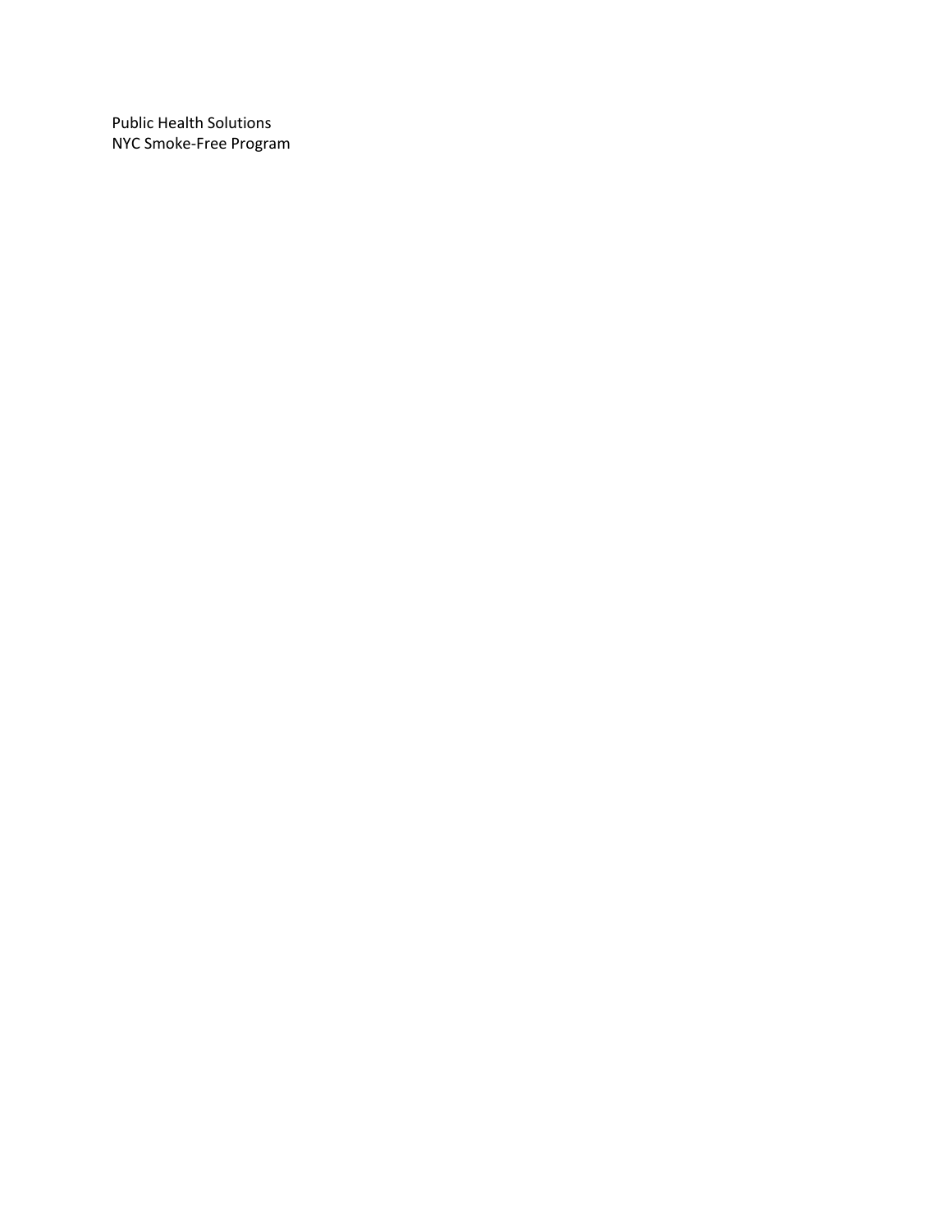Public Health Solutions
NYC Smoke-Free Program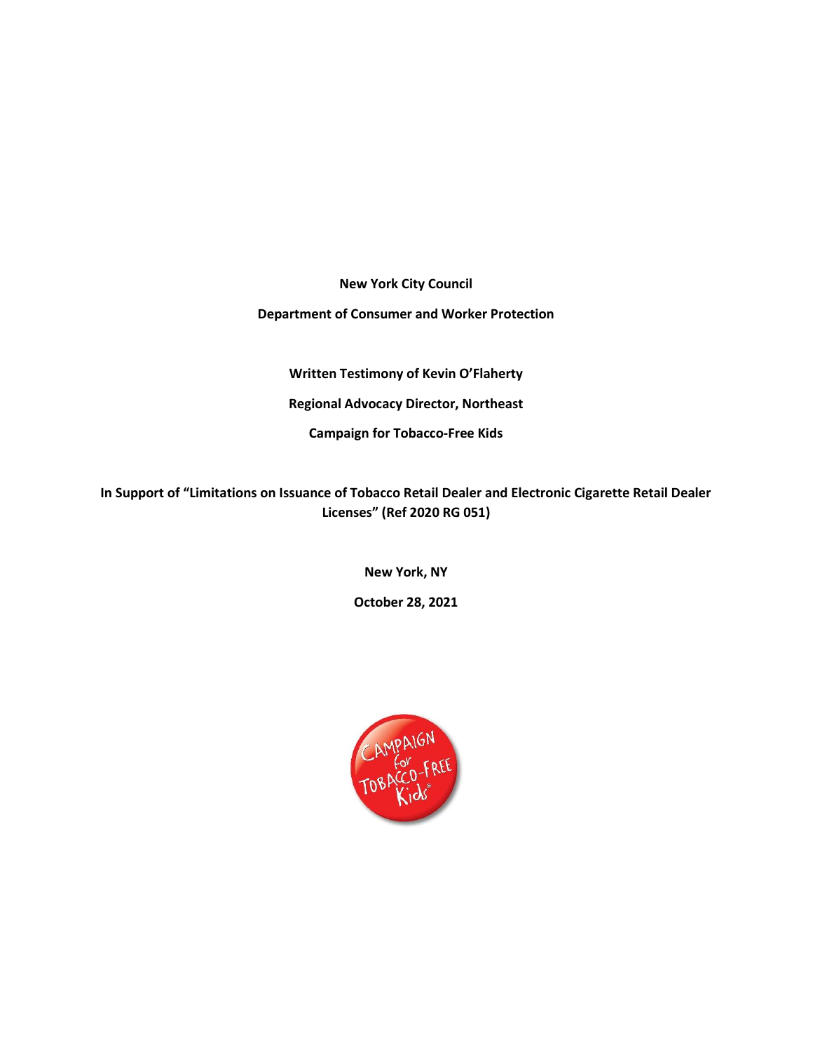**New York City Council**

**Department of Consumer and Worker Protection**

**Written Testimony of Kevin O'Flaherty**

**Regional Advocacy Director, Northeast**

**Campaign for Tobacco-Free Kids**

**In Support of "Limitations on Issuance of Tobacco Retail Dealer and Electronic Cigarette Retail Dealer Licenses" (Ref 2020 RG 051)**

**New York, NY**

**October 28, 2021**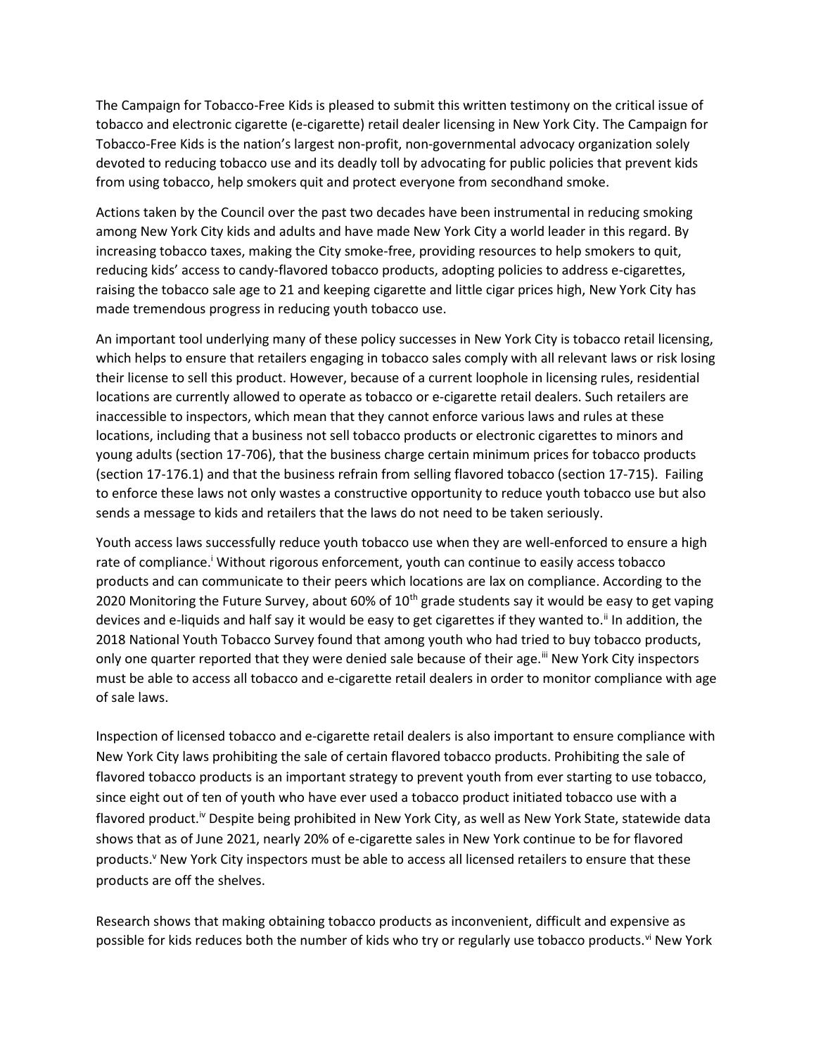The Campaign for Tobacco-Free Kids is pleased to submit this written testimony on the critical issue of tobacco and electronic cigarette (e-cigarette) retail dealer licensing in New York City. The Campaign for Tobacco-Free Kids is the nation's largest non-profit, non-governmental advocacy organization solely devoted to reducing tobacco use and its deadly toll by advocating for public policies that prevent kids from using tobacco, help smokers quit and protect everyone from secondhand smoke.

Actions taken by the Council over the past two decades have been instrumental in reducing smoking among New York City kids and adults and have made New York City a world leader in this regard. By increasing tobacco taxes, making the City smoke-free, providing resources to help smokers to quit, reducing kids' access to candy-flavored tobacco products, adopting policies to address e-cigarettes, raising the tobacco sale age to 21 and keeping cigarette and little cigar prices high, New York City has made tremendous progress in reducing youth tobacco use.

An important tool underlying many of these policy successes in New York City is tobacco retail licensing, which helps to ensure that retailers engaging in tobacco sales comply with all relevant laws or risk losing their license to sell this product. However, because of a current loophole in licensing rules, residential locations are currently allowed to operate as tobacco or e-cigarette retail dealers. Such retailers are inaccessible to inspectors, which mean that they cannot enforce various laws and rules at these locations, including that a business not sell tobacco products or electronic cigarettes to minors and young adults (section 17-706), that the business charge certain minimum prices for tobacco products (section 17-176.1) and that the business refrain from selling flavored tobacco (section 17-715). Failing to enforce these laws not only wastes a constructive opportunity to reduce youth tobacco use but also sends a message to kids and retailers that the laws do not need to be taken seriously.

Youth access laws successfully reduce youth tobacco use when they are well-enforced to ensure a high rate of compliance.[i] Without rigorous enforcement, youth can continue to easily access tobacco products and can communicate to their peers which locations are lax on compliance. According to the 2020 Monitoring the Future Survey, about 60% of 10th grade students say it would be easy to get vaping devices and e-liquids and half say it would be easy to get cigarettes if they wanted to.[ii] In addition, the 2018 National Youth Tobacco Survey found that among youth who had tried to buy tobacco products, only one quarter reported that they were denied sale because of their age.[iii] New York City inspectors must be able to access all tobacco and e-cigarette retail dealers in order to monitor compliance with age of sale laws.

Inspection of licensed tobacco and e-cigarette retail dealers is also important to ensure compliance with New York City laws prohibiting the sale of certain flavored tobacco products. Prohibiting the sale of flavored tobacco products is an important strategy to prevent youth from ever starting to use tobacco, since eight out of ten of youth who have ever used a tobacco product initiated tobacco use with a flavored product.[iv] Despite being prohibited in New York City, as well as New York State, statewide data shows that as of June 2021, nearly 20% of e-cigarette sales in New York continue to be for flavored products.[v] New York City inspectors must be able to access all licensed retailers to ensure that these products are off the shelves.

Research shows that making obtaining tobacco products as inconvenient, difficult and expensive as possible for kids reduces both the number of kids who try or regularly use tobacco products.[vi] New York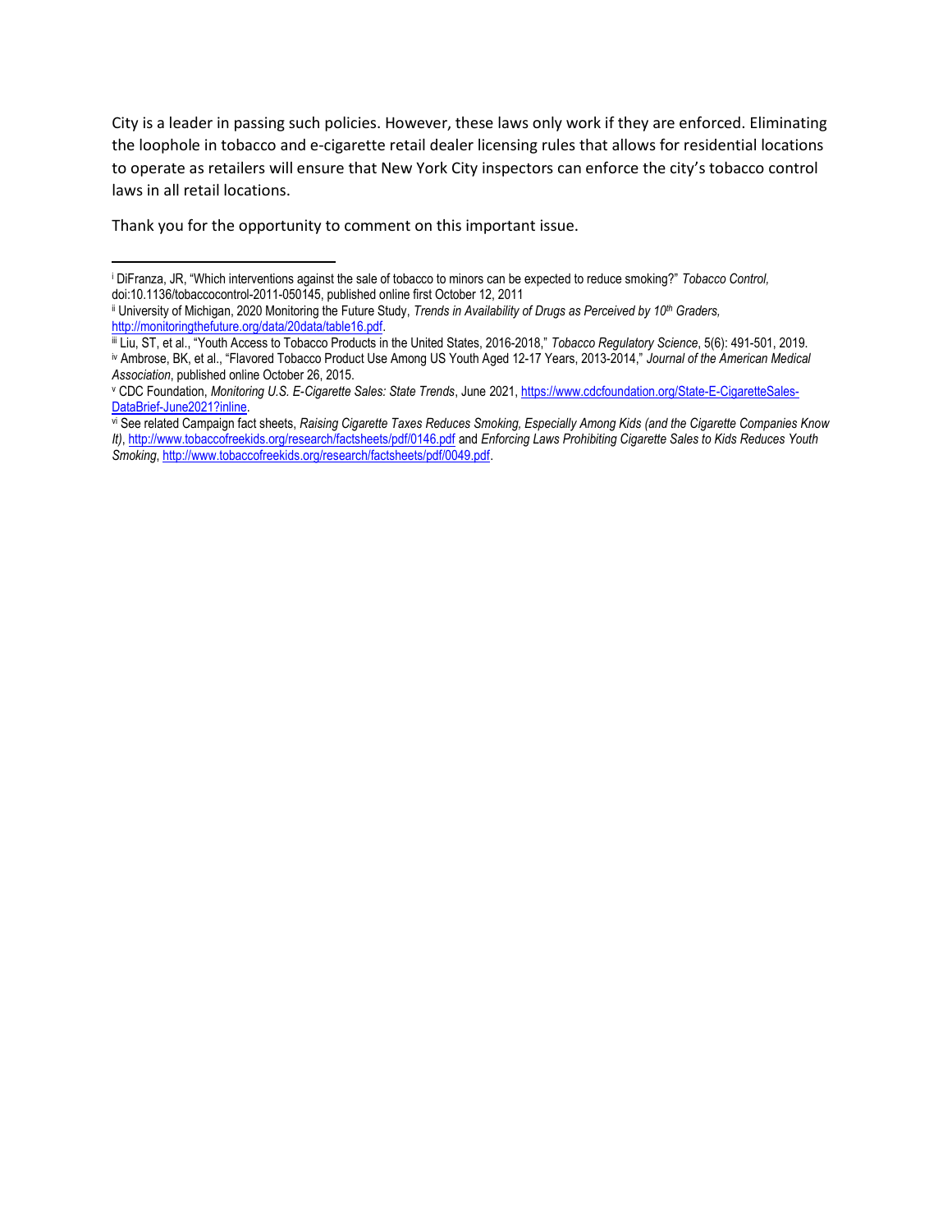City is a leader in passing such policies. However, these laws only work if they are enforced. Eliminating the loophole in tobacco and e-cigarette retail dealer licensing rules that allows for residential locations to operate as retailers will ensure that New York City inspectors can enforce the city's tobacco control laws in all retail locations.

Thank you for the opportunity to comment on this important issue.

---

[i] DiFranza, JR, "Which interventions against the sale of tobacco to minors can be expected to reduce smoking?" *Tobacco Control,* doi:10.1136/tobaccocontrol-2011-050145, published online first October 12, 2011

[ii] University of Michigan, 2020 Monitoring the Future Study, *Trends in Availability of Drugs as Perceived by 10th Graders,* http://monitoringthefuture.org/data/20data/table16.pdf.

[iii] Liu, ST, et al., "Youth Access to Tobacco Products in the United States, 2016-2018," *Tobacco Regulatory Science*, 5(6): 491-501, 2019.

[iv] Ambrose, BK, et al., "Flavored Tobacco Product Use Among US Youth Aged 12-17 Years, 2013-2014," *Journal of the American Medical Association*, published online October 26, 2015.

[v] CDC Foundation, *Monitoring U.S. E-Cigarette Sales: State Trends*, June 2021, https://www.cdcfoundation.org/State-E-CigaretteSales-DataBrief-June2021?inline.

[vi] See related Campaign fact sheets, *Raising Cigarette Taxes Reduces Smoking, Especially Among Kids (and the Cigarette Companies Know It)*, http://www.tobaccofreekids.org/research/factsheets/pdf/0146.pdf and *Enforcing Laws Prohibiting Cigarette Sales to Kids Reduces Youth Smoking*, http://www.tobaccofreekids.org/research/factsheets/pdf/0049.pdf.